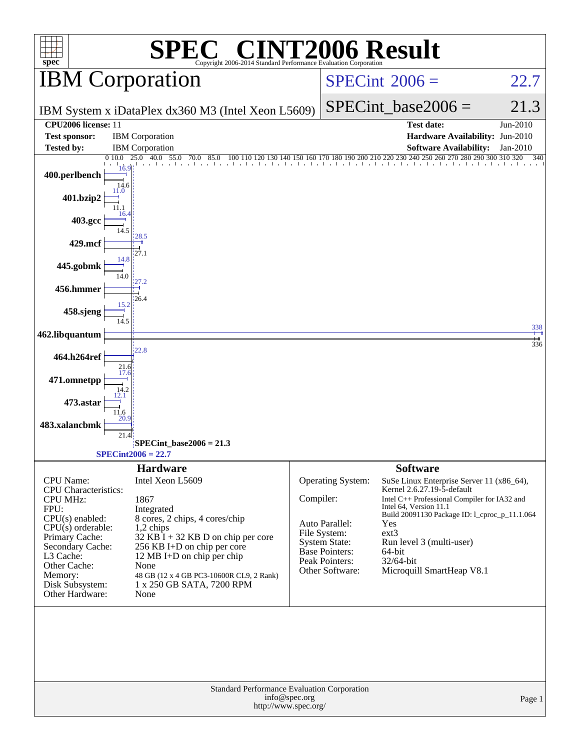# SPEC® CINT2006 Result

Copyright 2006-2014 Standard Performance Evaluation Corporation

## IBM Corporation

IBM System x iDataPlex dx360 M3 (Intel Xeon L5609)

SPECint 2006 = 22.7

SPECint_base2006 = 21.3

| | | | |
|---|---|---|---|
| **CPU2006 license:** | 11 | **Test date:** | Jun-2010 |
| **Test sponsor:** | IBM Corporation | **Hardware Availability:** | Jun-2010 |
| **Tested by:** | IBM Corporation | **Software Availability:** | Jan-2010 |

| Benchmark | Peak | Base |
|---|---|---|
| 400.perlbench | 16.9 | 14.6 |
| 401.bzip2 | 11.0 | 11.1 |
| 403.gcc | 16.4 | 14.5 |
| 429.mcf | 28.5 | 27.1 |
| 445.gobmk | 14.8 | 14.0 |
| 456.hmmer | 27.2 | 26.4 |
| 458.sjeng | 15.2 | 14.5 |
| 462.libquantum | 338 | 336 |
| 464.h264ref | 22.8 | 21.6 |
| 471.omnetpp | 17.6 | 14.2 |
| 473.astar | 12.1 | 11.6 |
| 483.xalancbmk | 20.9 | 21.4 |

SPECint_base2006 = 21.3

SPECint2006 = 22.7

## Hardware

| | |
|---|---|
| CPU Name: | Intel Xeon L5609 |
| CPU Characteristics: | |
| CPU MHz: | 1867 |
| FPU: | Integrated |
| CPU(s) enabled: | 8 cores, 2 chips, 4 cores/chip |
| CPU(s) orderable: | 1,2 chips |
| Primary Cache: | 32 KB I + 32 KB D on chip per core |
| Secondary Cache: | 256 KB I+D on chip per core |
| L3 Cache: | 12 MB I+D on chip per chip |
| Other Cache: | None |
| Memory: | 48 GB (12 x 4 GB PC3-10600R CL9, 2 Rank) |
| Disk Subsystem: | 1 x 250 GB SATA, 7200 RPM |
| Other Hardware: | None |

## Software

| | |
|---|---|
| Operating System: | SuSe Linux Enterprise Server 11 (x86_64), Kernel 2.6.27.19-5-default |
| Compiler: | Intel C++ Professional Compiler for IA32 and Intel 64, Version 11.1 Build 20091130 Package ID: l_cproc_p_11.1.064 |
| Auto Parallel: | Yes |
| File System: | ext3 |
| System State: | Run level 3 (multi-user) |
| Base Pointers: | 64-bit |
| Peak Pointers: | 32/64-bit |
| Other Software: | Microquill SmartHeap V8.1 |

Standard Performance Evaluation Corporation
info@spec.org
http://www.spec.org/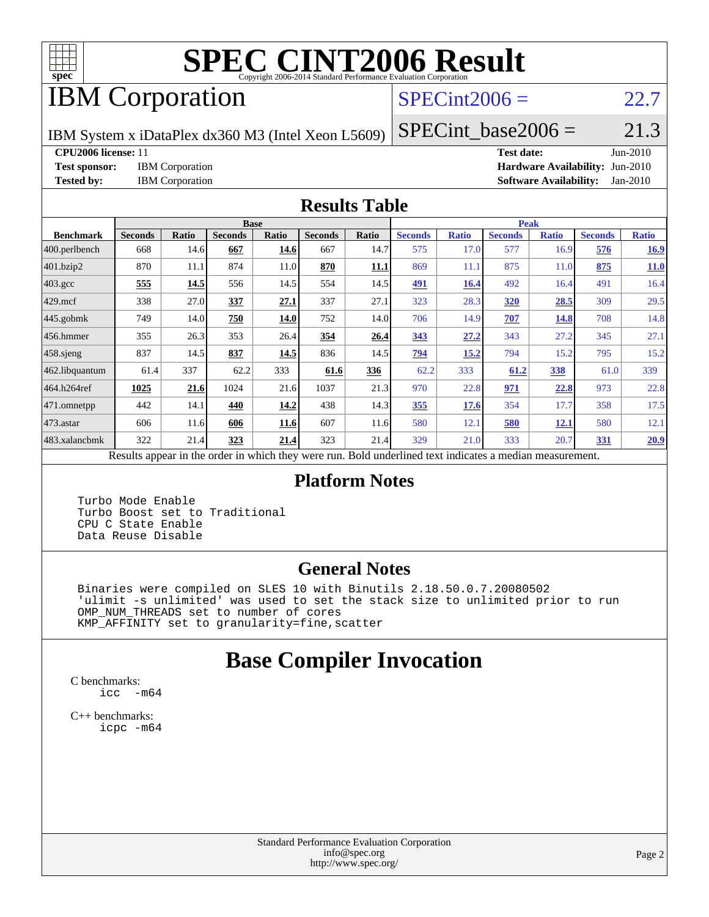# SPEC CINT2006 Result

Copyright 2006-2014 Standard Performance Evaluation Corporation

## IBM Corporation

IBM System x iDataPlex dx360 M3 (Intel Xeon L5609)

SPECint2006 = 22.7

SPECint_base2006 = 21.3

**CPU2006 license:** 11
**Test sponsor:** IBM Corporation
**Tested by:** IBM Corporation

**Test date:** Jun-2010
**Hardware Availability:** Jun-2010
**Software Availability:** Jan-2010

## Results Table

| Benchmark | Base | | | | | | Peak | | | | | |
|---|---|---|---|---|---|---|---|---|---|---|---|---|
| | Seconds | Ratio | Seconds | Ratio | Seconds | Ratio | Seconds | Ratio | Seconds | Ratio | Seconds | Ratio |
| 400.perlbench | 668 | 14.6 | **667** | **14.6** | 667 | 14.7 | 575 | 17.0 | 577 | 16.9 | **576** | **16.9** |
| 401.bzip2 | 870 | 11.1 | 874 | 11.0 | **870** | **11.1** | 869 | 11.1 | 875 | 11.0 | **875** | **11.0** |
| 403.gcc | **555** | **14.5** | 556 | 14.5 | 554 | 14.5 | **491** | **16.4** | 492 | 16.4 | 491 | 16.4 |
| 429.mcf | 338 | 27.0 | **337** | **27.1** | 337 | 27.1 | 323 | 28.3 | **320** | **28.5** | 309 | 29.5 |
| 445.gobmk | 749 | 14.0 | **750** | **14.0** | 752 | 14.0 | 706 | 14.9 | **707** | **14.8** | 708 | 14.8 |
| 456.hmmer | 355 | 26.3 | 353 | 26.4 | **354** | **26.4** | **343** | **27.2** | 343 | 27.2 | 345 | 27.1 |
| 458.sjeng | 837 | 14.5 | **837** | **14.5** | 836 | 14.5 | **794** | **15.2** | 794 | 15.2 | 795 | 15.2 |
| 462.libquantum | 61.4 | 337 | 62.2 | 333 | **61.6** | **336** | 62.2 | 333 | **61.2** | **338** | 61.0 | 339 |
| 464.h264ref | **1025** | **21.6** | 1024 | 21.6 | 1037 | 21.3 | 970 | 22.8 | **971** | **22.8** | 973 | 22.8 |
| 471.omnetpp | 442 | 14.1 | **440** | **14.2** | 438 | 14.3 | **355** | **17.6** | 354 | 17.7 | 358 | 17.5 |
| 473.astar | 606 | 11.6 | **606** | **11.6** | 607 | 11.6 | 580 | 12.1 | **580** | **12.1** | 580 | 12.1 |
| 483.xalancbmk | 322 | 21.4 | **323** | **21.4** | 323 | 21.4 | 329 | 21.0 | 333 | 20.7 | **331** | **20.9** |

Results appear in the order in which they were run. Bold underlined text indicates a median measurement.

## Platform Notes

```
Turbo Mode Enable
Turbo Boost set to Traditional
CPU C State Enable
Data Reuse Disable
```

## General Notes

```
Binaries were compiled on SLES 10 with Binutils 2.18.50.0.7.20080502
'ulimit -s unlimited' was used to set the stack size to unlimited prior to run
OMP_NUM_THREADS set to number of cores
KMP_AFFINITY set to granularity=fine,scatter
```

# Base Compiler Invocation

C benchmarks:
```
icc  -m64
```

C++ benchmarks:
```
icpc -m64
```

Standard Performance Evaluation Corporation
info@spec.org
http://www.spec.org/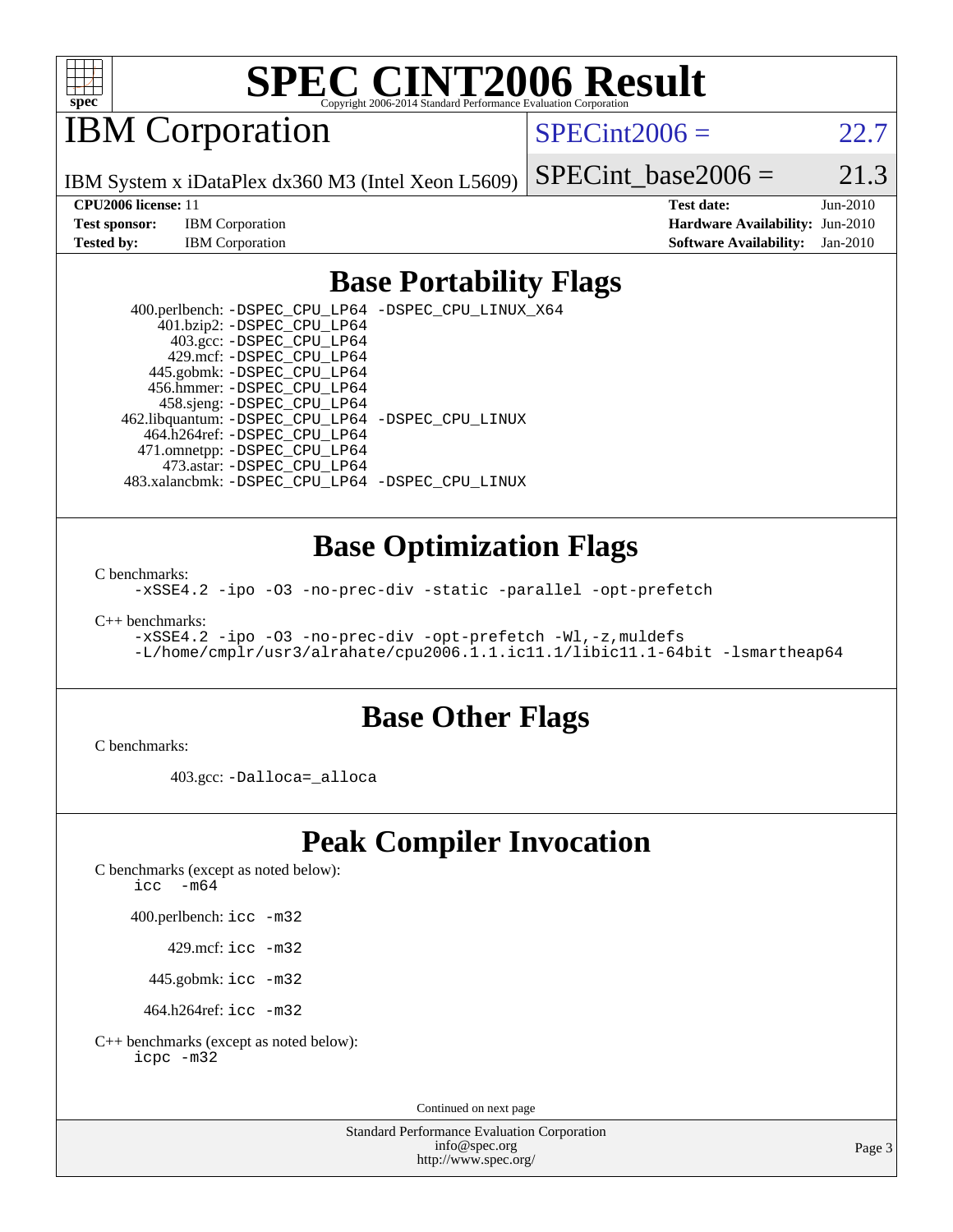# SPEC CINT2006 Result

Copyright 2006-2014 Standard Performance Evaluation Corporation

# IBM Corporation

IBM System x iDataPlex dx360 M3 (Intel Xeon L5609)

SPECint2006 = 22.7

SPECint_base2006 = 21.3

| | | | |
|---|---|---|---|
| **CPU2006 license:** 11 | | **Test date:** | Jun-2010 |
| **Test sponsor:** | IBM Corporation | **Hardware Availability:** | Jun-2010 |
| **Tested by:** | IBM Corporation | **Software Availability:** | Jan-2010 |

## Base Portability Flags

400.perlbench: -DSPEC_CPU_LP64 -DSPEC_CPU_LINUX_X64
401.bzip2: -DSPEC_CPU_LP64
403.gcc: -DSPEC_CPU_LP64
429.mcf: -DSPEC_CPU_LP64
445.gobmk: -DSPEC_CPU_LP64
456.hmmer: -DSPEC_CPU_LP64
458.sjeng: -DSPEC_CPU_LP64
462.libquantum: -DSPEC_CPU_LP64 -DSPEC_CPU_LINUX
464.h264ref: -DSPEC_CPU_LP64
471.omnetpp: -DSPEC_CPU_LP64
473.astar: -DSPEC_CPU_LP64
483.xalancbmk: -DSPEC_CPU_LP64 -DSPEC_CPU_LINUX

## Base Optimization Flags

C benchmarks:

-xSSE4.2 -ipo -O3 -no-prec-div -static -parallel -opt-prefetch

C++ benchmarks:

-xSSE4.2 -ipo -O3 -no-prec-div -opt-prefetch -Wl,-z,muldefs
-L/home/cmplr/usr3/alrahate/cpu2006.1.1.ic11.1/libic11.1-64bit -lsmartheap64

## Base Other Flags

C benchmarks:

403.gcc: -Dalloca=_alloca

## Peak Compiler Invocation

C benchmarks (except as noted below):

icc -m64

400.perlbench: icc -m32

429.mcf: icc -m32

445.gobmk: icc -m32

464.h264ref: icc -m32

C++ benchmarks (except as noted below):

icpc -m32

Continued on next page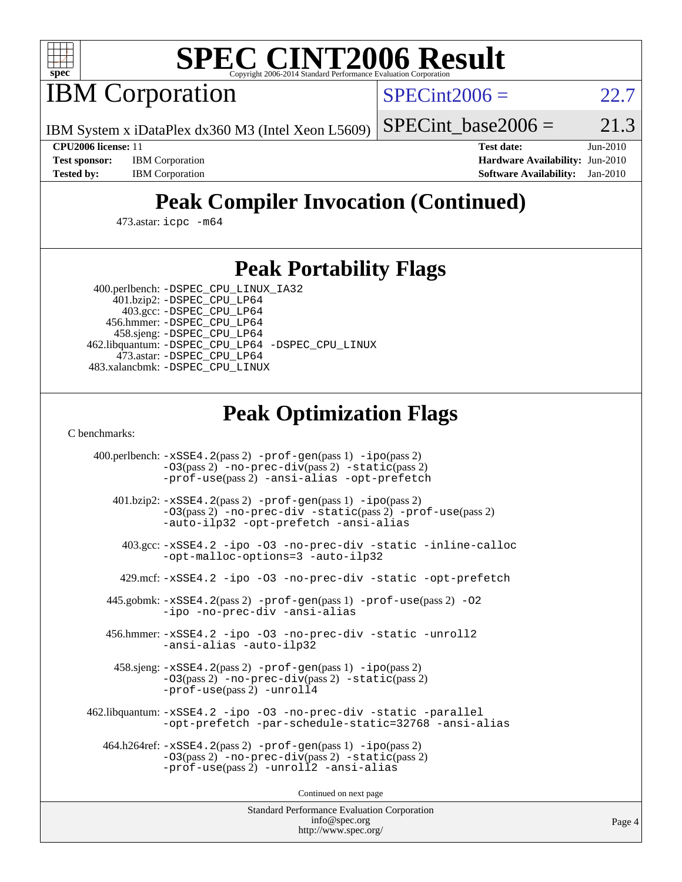# SPEC CINT2006 Result

## IBM Corporation

IBM System x iDataPlex dx360 M3 (Intel Xeon L5609)

SPECint2006 = 22.7

SPECint_base2006 = 21.3

**CPU2006 license:** 11
**Test sponsor:** IBM Corporation
**Tested by:** IBM Corporation

**Test date:** Jun-2010
**Hardware Availability:** Jun-2010
**Software Availability:** Jan-2010

## Peak Compiler Invocation (Continued)

473.astar: icpc -m64

## Peak Portability Flags

400.perlbench: -DSPEC_CPU_LINUX_IA32
401.bzip2: -DSPEC_CPU_LP64
403.gcc: -DSPEC_CPU_LP64
456.hmmer: -DSPEC_CPU_LP64
458.sjeng: -DSPEC_CPU_LP64
462.libquantum: -DSPEC_CPU_LP64 -DSPEC_CPU_LINUX
473.astar: -DSPEC_CPU_LP64
483.xalancbmk: -DSPEC_CPU_LINUX

## Peak Optimization Flags

C benchmarks:

400.perlbench: -xSSE4.2(pass 2) -prof-gen(pass 1) -ipo(pass 2) -O3(pass 2) -no-prec-div(pass 2) -static(pass 2) -prof-use(pass 2) -ansi-alias -opt-prefetch

401.bzip2: -xSSE4.2(pass 2) -prof-gen(pass 1) -ipo(pass 2) -O3(pass 2) -no-prec-div -static(pass 2) -prof-use(pass 2) -auto-ilp32 -opt-prefetch -ansi-alias

403.gcc: -xSSE4.2 -ipo -O3 -no-prec-div -static -inline-calloc -opt-malloc-options=3 -auto-ilp32

429.mcf: -xSSE4.2 -ipo -O3 -no-prec-div -static -opt-prefetch

445.gobmk: -xSSE4.2(pass 2) -prof-gen(pass 1) -prof-use(pass 2) -O2 -ipo -no-prec-div -ansi-alias

456.hmmer: -xSSE4.2 -ipo -O3 -no-prec-div -static -unroll2 -ansi-alias -auto-ilp32

458.sjeng: -xSSE4.2(pass 2) -prof-gen(pass 1) -ipo(pass 2) -O3(pass 2) -no-prec-div(pass 2) -static(pass 2) -prof-use(pass 2) -unroll4

462.libquantum: -xSSE4.2 -ipo -O3 -no-prec-div -static -parallel -opt-prefetch -par-schedule-static=32768 -ansi-alias

464.h264ref: -xSSE4.2(pass 2) -prof-gen(pass 1) -ipo(pass 2) -O3(pass 2) -no-prec-div(pass 2) -static(pass 2) -prof-use(pass 2) -unroll2 -ansi-alias

Continued on next page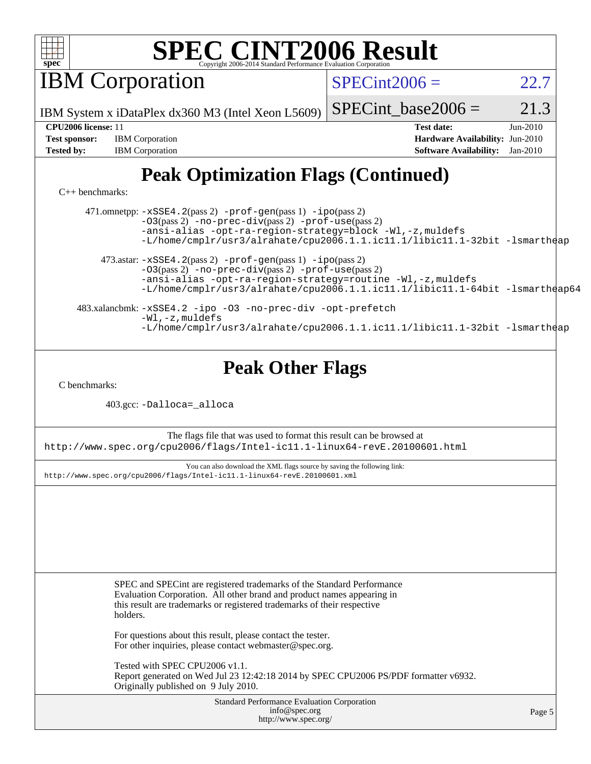# SPEC CINT2006 Result

Copyright 2006-2014 Standard Performance Evaluation Corporation

## IBM Corporation

IBM System x iDataPlex dx360 M3 (Intel Xeon L5609)

SPECint2006 = 22.7

SPECint_base2006 = 21.3

**CPU2006 license:** 11
**Test sponsor:** IBM Corporation
**Tested by:** IBM Corporation

**Test date:** Jun-2010
**Hardware Availability:** Jun-2010
**Software Availability:** Jan-2010

## Peak Optimization Flags (Continued)

C++ benchmarks:

471.omnetpp: `-xSSE4.2`(pass 2) `-prof-gen`(pass 1) `-ipo`(pass 2) `-O3`(pass 2) `-no-prec-div`(pass 2) `-prof-use`(pass 2) `-ansi-alias -opt-ra-region-strategy=block -Wl,-z,muldefs -L/home/cmplr/usr3/alrahate/cpu2006.1.1.ic11.1/libic11.1-32bit -lsmartheap`

473.astar: `-xSSE4.2`(pass 2) `-prof-gen`(pass 1) `-ipo`(pass 2) `-O3`(pass 2) `-no-prec-div`(pass 2) `-prof-use`(pass 2) `-ansi-alias -opt-ra-region-strategy=routine -Wl,-z,muldefs -L/home/cmplr/usr3/alrahate/cpu2006.1.1.ic11.1/libic11.1-64bit -lsmartheap64`

483.xalancbmk: `-xSSE4.2 -ipo -O3 -no-prec-div -opt-prefetch -Wl,-z,muldefs -L/home/cmplr/usr3/alrahate/cpu2006.1.1.ic11.1/libic11.1-32bit -lsmartheap`

## Peak Other Flags

C benchmarks:

403.gcc: `-Dalloca=_alloca`

The flags file that was used to format this result can be browsed at
http://www.spec.org/cpu2006/flags/Intel-ic11.1-linux64-revE.20100601.html

You can also download the XML flags source by saving the following link:
http://www.spec.org/cpu2006/flags/Intel-ic11.1-linux64-revE.20100601.xml

SPEC and SPECint are registered trademarks of the Standard Performance Evaluation Corporation. All other brand and product names appearing in this result are trademarks or registered trademarks of their respective holders.

For questions about this result, please contact the tester.
For other inquiries, please contact webmaster@spec.org.

Tested with SPEC CPU2006 v1.1.
Report generated on Wed Jul 23 12:42:18 2014 by SPEC CPU2006 PS/PDF formatter v6932.
Originally published on 9 July 2010.

Standard Performance Evaluation Corporation
info@spec.org
http://www.spec.org/